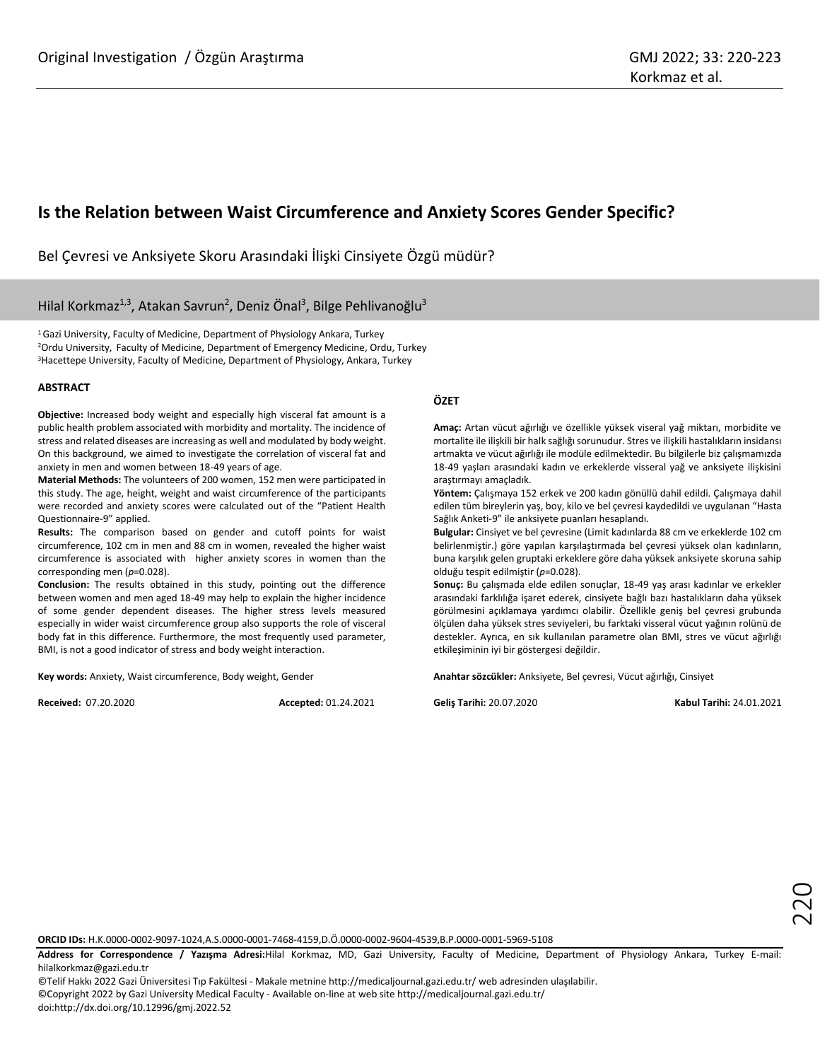Original Investigation / Özgün Araştırma

# Is the Relation between Waist Circumference and Anxiety Scores Gender Specific?

Bel Çevresi ve Anksiyete Skoru Arasındaki İlişki Cinsiyete Özgü müdür?

Hilal Korkmaz[1,3], Atakan Savrun[2], Deniz Önal[3], Bilge Pehlivanoğlu[3]

[1] Gazi University, Faculty of Medicine, Department of Physiology Ankara, Turkey
[2] Ordu University, Faculty of Medicine, Department of Emergency Medicine, Ordu, Turkey
[3] Hacettepe University, Faculty of Medicine, Department of Physiology, Ankara, Turkey

## ABSTRACT

**Objective:** Increased body weight and especially high visceral fat amount is a public health problem associated with morbidity and mortality. The incidence of stress and related diseases are increasing as well and modulated by body weight. On this background, we aimed to investigate the correlation of visceral fat and anxiety in men and women between 18-49 years of age.

**Material Methods:** The volunteers of 200 women, 152 men were participated in this study. The age, height, weight and waist circumference of the participants were recorded and anxiety scores were calculated out of the "Patient Health Questionnaire-9" applied.

**Results:** The comparison based on gender and cutoff points for waist circumference, 102 cm in men and 88 cm in women, revealed the higher waist circumference is associated with higher anxiety scores in women than the corresponding men (*p*=0.028).

**Conclusion:** The results obtained in this study, pointing out the difference between women and men aged 18-49 may help to explain the higher incidence of some gender dependent diseases. The higher stress levels measured especially in wider waist circumference group also supports the role of visceral body fat in this difference. Furthermore, the most frequently used parameter, BMI, is not a good indicator of stress and body weight interaction.

**Key words:** Anxiety, Waist circumference, Body weight, Gender

**Received:** 07.20.2020 **Accepted:** 01.24.2021

## ÖZET

**Amaç:** Artan vücut ağırlığı ve özellikle yüksek viseral yağ miktarı, morbidite ve mortalite ile ilişkili bir halk sağlığı sorunudur. Stres ve ilişkili hastalıkların insidansı artmakta ve vücut ağırlığı ile modüle edilmektedir. Bu bilgilerle biz çalışmamızda 18-49 yaşları arasındaki kadın ve erkeklerde visseral yağ ve anksiyete ilişkisini araştırmayı amaçladık.

**Yöntem:** Çalışmaya 152 erkek ve 200 kadın gönüllü dahil edildi. Çalışmaya dahil edilen tüm bireylerin yaş, boy, kilo ve bel çevresi kaydedildi ve uygulanan "Hasta Sağlık Anketi-9" ile anksiyete puanları hesaplandı.

**Bulgular:** Cinsiyet ve bel çevresine (Limit kadınlarda 88 cm ve erkeklerde 102 cm belirlenmiştir.) göre yapılan karşılaştırmada bel çevresi yüksek olan kadınların, buna karşılık gelen gruptaki erkeklere göre daha yüksek anksiyete skoruna sahip olduğu tespit edilmiştir (*p*=0.028).

**Sonuç:** Bu çalışmada elde edilen sonuçlar, 18-49 yaş arası kadınlar ve erkekler arasındaki farklılığa işaret ederek, cinsiyete bağlı bazı hastalıkların daha yüksek görülmesini açıklamaya yardımcı olabilir. Özellikle geniş bel çevresi grubunda ölçülen daha yüksek stres seviyeleri, bu farktaki visseral vücut yağının rolünü de destekler. Ayrıca, en sık kullanılan parametre olan BMI, stres ve vücut ağırlığı etkileşiminin iyi bir göstergesi değildir.

**Anahtar sözcükler:** Anksiyete, Bel çevresi, Vücut ağırlığı, Cinsiyet

**Geliş Tarihi:** 20.07.2020 **Kabul Tarihi:** 24.01.2021

**ORCID IDs:** H.K.0000-0002-9097-1024,A.S.0000-0001-7468-4159,D.Ö.0000-0002-9604-4539,B.P.0000-0001-5969-5108

**Address for Correspondence / Yazışma Adresi:** Hilal Korkmaz, MD, Gazi University, Faculty of Medicine, Department of Physiology Ankara, Turkey E-mail: hilalkorkmaz@gazi.edu.tr

©Telif Hakkı 2022 Gazi Üniversitesi Tıp Fakültesi - Makale metnine http://medicaljournal.gazi.edu.tr/ web adresinden ulaşılabilir.
©Copyright 2022 by Gazi University Medical Faculty - Available on-line at web site http://medicaljournal.gazi.edu.tr/
doi:http://dx.doi.org/10.12996/gmj.2022.52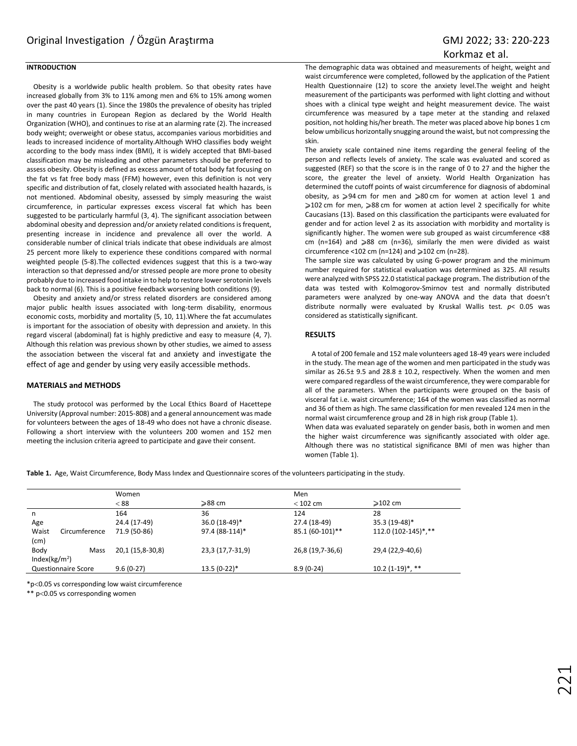## INTRODUCTION

Obesity is a worldwide public health problem. So that obesity rates have increased globally from 3% to 11% among men and 6% to 15% among women over the past 40 years (1). Since the 1980s the prevalence of obesity has tripled in many countries in European Region as declared by the World Health Organization (WHO), and continues to rise at an alarming rate (2). The increased body weight; overweight or obese status, accompanies various morbidities and leads to increased incidence of mortality.Although WHO classifies body weight according to the body mass index (BMI), it is widely accepted that BMI-based classification may be misleading and other parameters should be preferred to assess obesity. Obesity is defined as excess amount of total body fat focusing on the fat vs fat free body mass (FFM) however, even this definition is not very specific and distribution of fat, closely related with associated health hazards, is not mentioned. Abdominal obesity, assessed by simply measuring the waist circumference, in particular expresses excess visceral fat which has been suggested to be particularly harmful (3, 4). The significant association between abdominal obesity and depression and/or anxiety related conditions is frequent, presenting increase in incidence and prevalence all over the world. A considerable number of clinical trials indicate that obese individuals are almost 25 percent more likely to experience these conditions compared with normal weighted people (5-8).The collected evidences suggest that this is a two-way interaction so that depressed and/or stressed people are more prone to obesity probably due to increased food intake in to help to restore lower serotonin levels back to normal (6). This is a positive feedback worsening both conditions (9).

Obesity and anxiety and/or stress related disorders are considered among major public health issues associated with long-term disability, enormous economic costs, morbidity and mortality (5, 10, 11).Where the fat accumulates is important for the association of obesity with depression and anxiety. In this regard visceral (abdominal) fat is highly predictive and easy to measure (4, 7). Although this relation was previous shown by other studies, we aimed to assess the association between the visceral fat and anxiety and investigate the effect of age and gender by using very easily accessible methods.

## MATERIALS and METHODS

The study protocol was performed by the Local Ethics Board of Hacettepe University (Approval number: 2015-808) and a general announcement was made for volunteers between the ages of 18-49 who does not have a chronic disease. Following a short interview with the volunteers 200 women and 152 men meeting the inclusion criteria agreed to participate and gave their consent.

The demographic data was obtained and measurements of height, weight and waist circumference were completed, followed by the application of the Patient Health Questionnaire (12) to score the anxiety level.The weight and height measurement of the participants was performed with light clotting and without shoes with a clinical type weight and height measurement device. The waist circumference was measured by a tape meter at the standing and relaxed position, not holding his/her breath. The meter was placed above hip bones 1 cm below umbilicus horizontally snugging around the waist, but not compressing the skin.

The anxiety scale contained nine items regarding the general feeling of the person and reflects levels of anxiety. The scale was evaluated and scored as suggested (REF) so that the score is in the range of 0 to 27 and the higher the score, the greater the level of anxiety. World Health Organization has determined the cutoff points of waist circumference for diagnosis of abdominal obesity, as ⩾94 cm for men and ⩾80 cm for women at action level 1 and ⩾102 cm for men, ⩾88 cm for women at action level 2 specifically for white Caucasians (13). Based on this classification the participants were evaluated for gender and for action level 2 as its association with morbidity and mortality is significantly higher. The women were sub grouped as waist circumference <88 cm (n=164) and ⩾88 cm (n=36), similarly the men were divided as waist circumference <102 cm (n=124) and ⩾102 cm (n=28).

The sample size was calculated by using G-power program and the minimum number required for statistical evaluation was determined as 325. All results were analyzed with SPSS 22.0 statistical package program. The distribution of the data was tested with Kolmogorov-Smirnov test and normally distributed parameters were analyzed by one-way ANOVA and the data that doesn't distribute normally were evaluated by Kruskal Wallis test. $p < 0.05$ was considered as statistically significant.

## RESULTS

A total of 200 female and 152 male volunteers aged 18-49 years were included in the study. The mean age of the women and men participated in the study was similar as 26.5± 9.5 and 28.8 ± 10.2, respectively. When the women and men were compared regardless of the waist circumference, they were comparable for all of the parameters. When the participants were grouped on the basis of visceral fat i.e. waist circumference; 164 of the women was classified as normal and 36 of them as high. The same classification for men revealed 124 men in the normal waist circumference group and 28 in high risk group (Table 1).

When data was evaluated separately on gender basis, both in women and men the higher waist circumference was significantly associated with older age. Although there was no statistical significance BMI of men was higher than women (Table 1).

**Table 1.** Age, Waist Circumference, Body Mass Index and Questionnaire scores of the volunteers participating in the study.

| | Women | | Men | |
|---|---|---|---|---|
| | < 88 | ⩾88 cm | < 102 cm | ⩾102 cm |
| n | 164 | 36 | 124 | 28 |
| Age | 24.4 (17-49) | 36.0 (18-49)* | 27.4 (18-49) | 35.3 (19-48)* |
| Waist Circumference (cm) | 71.9 (50-86) | 97.4 (88-114)* | 85.1 (60-101)** | 112.0 (102-145)*,** |
| Body Mass Index($kg/m^2$) | 20,1 (15,8-30,8) | 23,3 (17,7-31,9) | 26,8 (19,7-36,6) | 29,4 (22,9-40,6) |
| Questionnaire Score | 9.6 (0-27) | 13.5 (0-22)* | 8.9 (0-24) | 10.2 (1-19)*, ** |

*p<0.05 vs corresponding low waist circumference

** p<0.05 vs corresponding women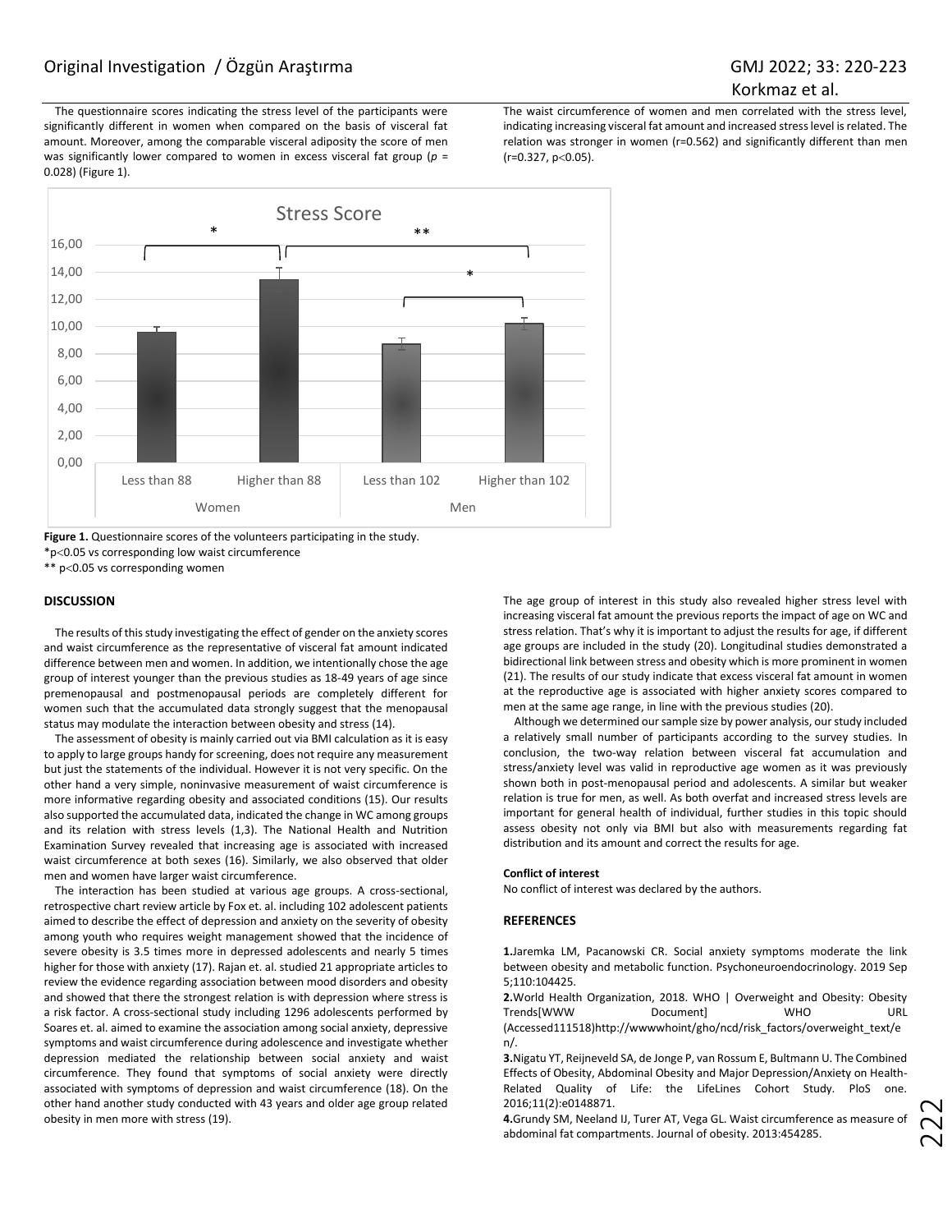The questionnaire scores indicating the stress level of the participants were significantly different in women when compared on the basis of visceral fat amount. Moreover, among the comparable visceral adiposity the score of men was significantly lower compared to women in excess visceral fat group (*p* = 0.028) (Figure 1).

The waist circumference of women and men correlated with the stress level, indicating increasing visceral fat amount and increased stress level is related. The relation was stronger in women (r=0.562) and significantly different than men (r=0.327, $p<0.05$).

**Figure 1.** Questionnaire scores of the volunteers participating in the study.

*$p<0.05$ vs corresponding low waist circumference

** $p<0.05$ vs corresponding women

## DISCUSSION

The results of this study investigating the effect of gender on the anxiety scores and waist circumference as the representative of visceral fat amount indicated difference between men and women. In addition, we intentionally chose the age group of interest younger than the previous studies as 18-49 years of age since premenopausal and postmenopausal periods are completely different for women such that the accumulated data strongly suggest that the menopausal status may modulate the interaction between obesity and stress (14).

The assessment of obesity is mainly carried out via BMI calculation as it is easy to apply to large groups handy for screening, does not require any measurement but just the statements of the individual. However it is not very specific. On the other hand a very simple, noninvasive measurement of waist circumference is more informative regarding obesity and associated conditions (15). Our results also supported the accumulated data, indicated the change in WC among groups and its relation with stress levels (1,3). The National Health and Nutrition Examination Survey revealed that increasing age is associated with increased waist circumference at both sexes (16). Similarly, we also observed that older men and women have larger waist circumference.

The interaction has been studied at various age groups. A cross-sectional, retrospective chart review article by Fox et. al. including 102 adolescent patients aimed to describe the effect of depression and anxiety on the severity of obesity among youth who requires weight management showed that the incidence of severe obesity is 3.5 times more in depressed adolescents and nearly 5 times higher for those with anxiety (17). Rajan et. al. studied 21 appropriate articles to review the evidence regarding association between mood disorders and obesity and showed that there the strongest relation is with depression where stress is a risk factor. A cross-sectional study including 1296 adolescents performed by Soares et. al. aimed to examine the association among social anxiety, depressive symptoms and waist circumference during adolescence and investigate whether depression mediated the relationship between social anxiety and waist circumference. They found that symptoms of social anxiety were directly associated with symptoms of depression and waist circumference (18). On the other hand another study conducted with 43 years and older age group related obesity in men more with stress (19).

The age group of interest in this study also revealed higher stress level with increasing visceral fat amount the previous reports the impact of age on WC and stress relation. That's why it is important to adjust the results for age, if different age groups are included in the study (20). Longitudinal studies demonstrated a bidirectional link between stress and obesity which is more prominent in women (21). The results of our study indicate that excess visceral fat amount in women at the reproductive age is associated with higher anxiety scores compared to men at the same age range, in line with the previous studies (20).

Although we determined our sample size by power analysis, our study included a relatively small number of participants according to the survey studies. In conclusion, the two-way relation between visceral fat accumulation and stress/anxiety level was valid in reproductive age women as it was previously shown both in post-menopausal period and adolescents. A similar but weaker relation is true for men, as well. As both overfat and increased stress levels are important for general health of individual, further studies in this topic should assess obesity not only via BMI but also with measurements regarding fat distribution and its amount and correct the results for age.

#### Conflict of interest

No conflict of interest was declared by the authors.

## REFERENCES

**1.** Jaremka LM, Pacanowski CR. Social anxiety symptoms moderate the link between obesity and metabolic function. Psychoneuroendocrinology. 2019 Sep 5;110:104425.

**2.** World Health Organization, 2018. WHO | Overweight and Obesity: Obesity Trends[WWW Document] WHO URL (Accessed111518)http://wwwwhoint/gho/ncd/risk_factors/overweight_text/en/.

**3.** Nigatu YT, Reijneveld SA, de Jonge P, van Rossum E, Bultmann U. The Combined Effects of Obesity, Abdominal Obesity and Major Depression/Anxiety on Health-Related Quality of Life: the LifeLines Cohort Study. PloS one. 2016;11(2):e0148871.

**4.** Grundy SM, Neeland IJ, Turer AT, Vega GL. Waist circumference as measure of abdominal fat compartments. Journal of obesity. 2013:454285.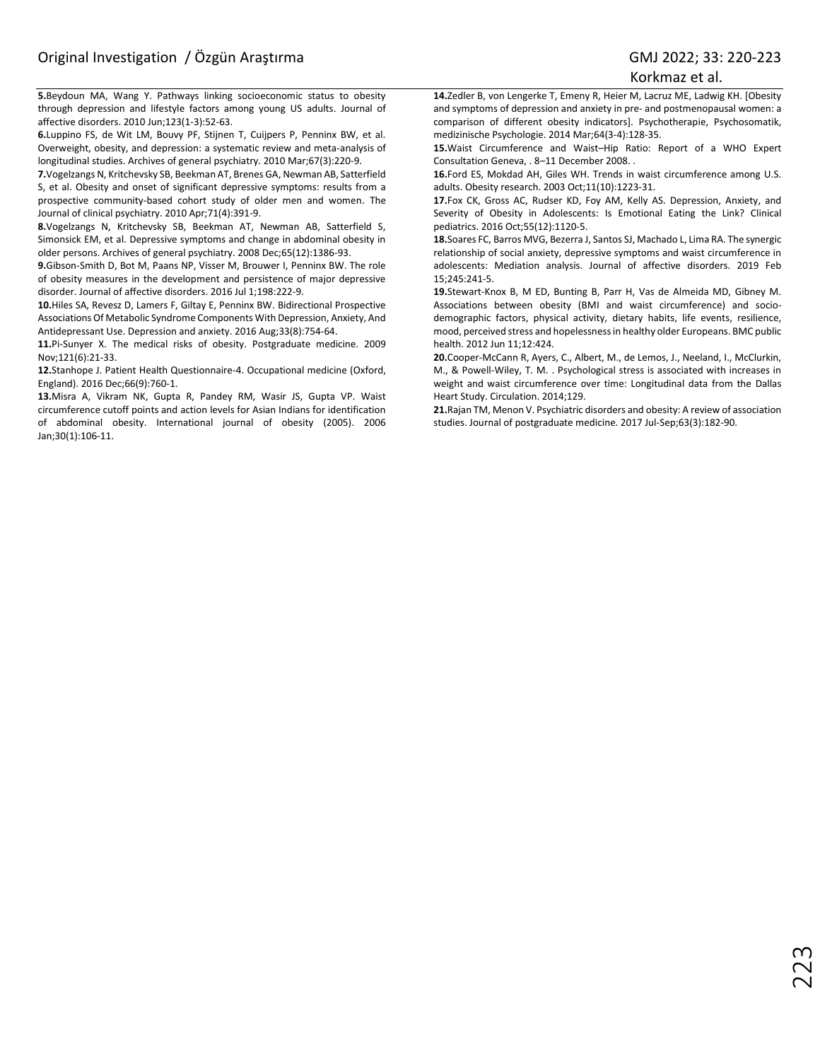**5.**Beydoun MA, Wang Y. Pathways linking socioeconomic status to obesity through depression and lifestyle factors among young US adults. Journal of affective disorders. 2010 Jun;123(1-3):52-63.

**6.**Luppino FS, de Wit LM, Bouvy PF, Stijnen T, Cuijpers P, Penninx BW, et al. Overweight, obesity, and depression: a systematic review and meta-analysis of longitudinal studies. Archives of general psychiatry. 2010 Mar;67(3):220-9.

**7.**Vogelzangs N, Kritchevsky SB, Beekman AT, Brenes GA, Newman AB, Satterfield S, et al. Obesity and onset of significant depressive symptoms: results from a prospective community-based cohort study of older men and women. The Journal of clinical psychiatry. 2010 Apr;71(4):391-9.

**8.**Vogelzangs N, Kritchevsky SB, Beekman AT, Newman AB, Satterfield S, Simonsick EM, et al. Depressive symptoms and change in abdominal obesity in older persons. Archives of general psychiatry. 2008 Dec;65(12):1386-93.

**9.**Gibson-Smith D, Bot M, Paans NP, Visser M, Brouwer I, Penninx BW. The role of obesity measures in the development and persistence of major depressive disorder. Journal of affective disorders. 2016 Jul 1;198:222-9.

**10.**Hiles SA, Revesz D, Lamers F, Giltay E, Penninx BW. Bidirectional Prospective Associations Of Metabolic Syndrome Components With Depression, Anxiety, And Antidepressant Use. Depression and anxiety. 2016 Aug;33(8):754-64.

**11.**Pi-Sunyer X. The medical risks of obesity. Postgraduate medicine. 2009 Nov;121(6):21-33.

**12.**Stanhope J. Patient Health Questionnaire-4. Occupational medicine (Oxford, England). 2016 Dec;66(9):760-1.

**13.**Misra A, Vikram NK, Gupta R, Pandey RM, Wasir JS, Gupta VP. Waist circumference cutoff points and action levels for Asian Indians for identification of abdominal obesity. International journal of obesity (2005). 2006 Jan;30(1):106-11.

**14.**Zedler B, von Lengerke T, Emeny R, Heier M, Lacruz ME, Ladwig KH. [Obesity and symptoms of depression and anxiety in pre- and postmenopausal women: a comparison of different obesity indicators]. Psychotherapie, Psychosomatik, medizinische Psychologie. 2014 Mar;64(3-4):128-35.

**15.**Waist Circumference and Waist–Hip Ratio: Report of a WHO Expert Consultation Geneva, . 8–11 December 2008. .

**16.**Ford ES, Mokdad AH, Giles WH. Trends in waist circumference among U.S. adults. Obesity research. 2003 Oct;11(10):1223-31.

**17.**Fox CK, Gross AC, Rudser KD, Foy AM, Kelly AS. Depression, Anxiety, and Severity of Obesity in Adolescents: Is Emotional Eating the Link? Clinical pediatrics. 2016 Oct;55(12):1120-5.

**18.**Soares FC, Barros MVG, Bezerra J, Santos SJ, Machado L, Lima RA. The synergic relationship of social anxiety, depressive symptoms and waist circumference in adolescents: Mediation analysis. Journal of affective disorders. 2019 Feb 15;245:241-5.

**19.**Stewart-Knox B, M ED, Bunting B, Parr H, Vas de Almeida MD, Gibney M. Associations between obesity (BMI and waist circumference) and socio-demographic factors, physical activity, dietary habits, life events, resilience, mood, perceived stress and hopelessness in healthy older Europeans. BMC public health. 2012 Jun 11;12:424.

**20.**Cooper-McCann R, Ayers, C., Albert, M., de Lemos, J., Neeland, I., McClurkin, M., & Powell-Wiley, T. M. . Psychological stress is associated with increases in weight and waist circumference over time: Longitudinal data from the Dallas Heart Study. Circulation. 2014;129.

**21.**Rajan TM, Menon V. Psychiatric disorders and obesity: A review of association studies. Journal of postgraduate medicine. 2017 Jul-Sep;63(3):182-90.